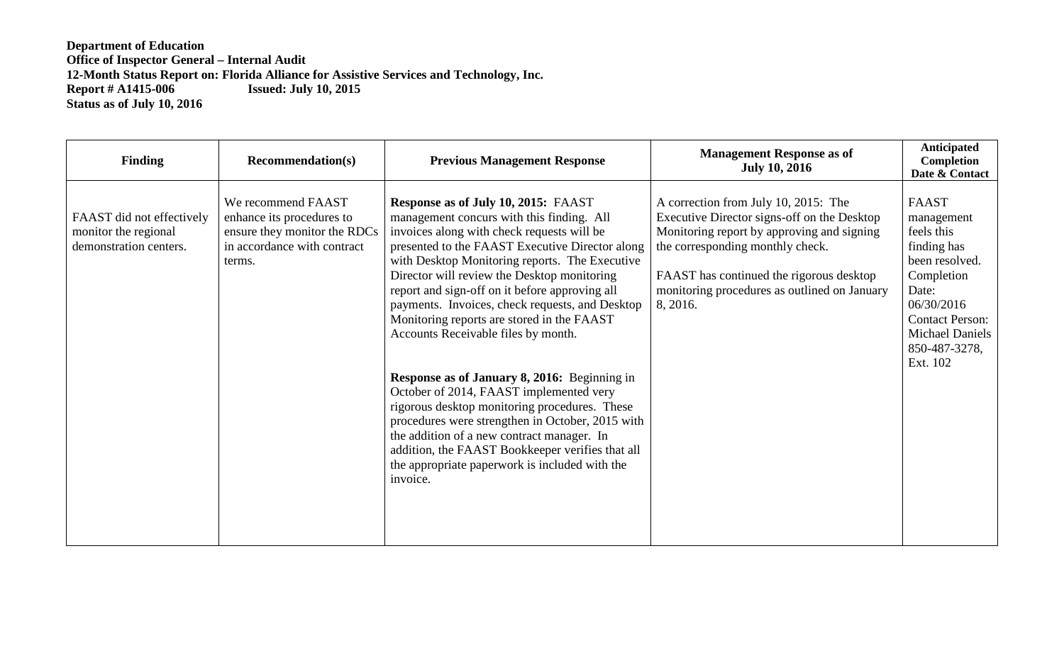**Department of Education**
**Office of Inspector General – Internal Audit**
**12-Month Status Report on: Florida Alliance for Assistive Services and Technology, Inc.**
**Report # A1415-006 Issued: July 10, 2015**
**Status as of July 10, 2016**

| Finding | Recommendation(s) | Previous Management Response | Management Response as of July 10, 2016 | Anticipated Completion Date & Contact |
|---|---|---|---|---|
| FAAST did not effectively monitor the regional demonstration centers. | We recommend FAAST enhance its procedures to ensure they monitor the RDCs in accordance with contract terms. | **Response as of July 10, 2015:** FAAST management concurs with this finding. All invoices along with check requests will be presented to the FAAST Executive Director along with Desktop Monitoring reports. The Executive Director will review the Desktop monitoring report and sign-off on it before approving all payments. Invoices, check requests, and Desktop Monitoring reports are stored in the FAAST Accounts Receivable files by month.<br><br>**Response as of January 8, 2016:** Beginning in October of 2014, FAAST implemented very rigorous desktop monitoring procedures. These procedures were strengthen in October, 2015 with the addition of a new contract manager. In addition, the FAAST Bookkeeper verifies that all the appropriate paperwork is included with the invoice. | A correction from July 10, 2015: The Executive Director signs-off on the Desktop Monitoring report by approving and signing the corresponding monthly check.<br><br>FAAST has continued the rigorous desktop monitoring procedures as outlined on January 8, 2016. | FAAST management feels this finding has been resolved. Completion Date: 06/30/2016 Contact Person: Michael Daniels 850-487-3278, Ext. 102 |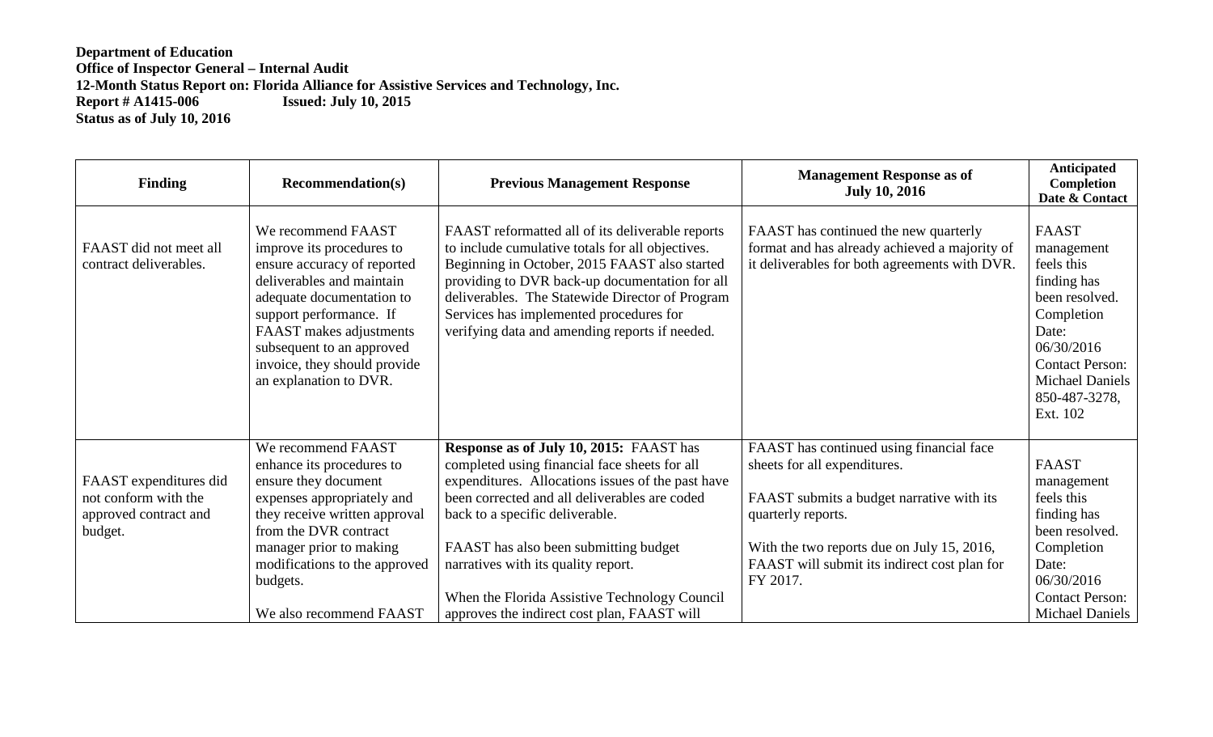**Department of Education**
**Office of Inspector General – Internal Audit**
**12-Month Status Report on: Florida Alliance for Assistive Services and Technology, Inc.**
**Report # A1415-006 Issued: July 10, 2015**
**Status as of July 10, 2016**

| Finding | Recommendation(s) | Previous Management Response | Management Response as of July 10, 2016 | Anticipated Completion Date & Contact |
|---|---|---|---|---|
| FAAST did not meet all contract deliverables. | We recommend FAAST improve its procedures to ensure accuracy of reported deliverables and maintain adequate documentation to support performance. If FAAST makes adjustments subsequent to an approved invoice, they should provide an explanation to DVR. | FAAST reformatted all of its deliverable reports to include cumulative totals for all objectives. Beginning in October, 2015 FAAST also started providing to DVR back-up documentation for all deliverables. The Statewide Director of Program Services has implemented procedures for verifying data and amending reports if needed. | FAAST has continued the new quarterly format and has already achieved a majority of it deliverables for both agreements with DVR. | FAAST management feels this finding has resolved. Completion Date: 06/30/2016 Contact Person: Michael Daniels 850-487-3278, Ext. 102 |
| FAAST expenditures did not conform with the approved contract and budget. | We recommend FAAST enhance its procedures to ensure they document expenses appropriately and they receive written approval from the DVR contract manager prior to making modifications to the approved budgets.<br><br>We also recommend FAAST | **Response as of July 10, 2015:** FAAST has completed using financial face sheets for all expenditures. Allocations issues of the past have been corrected and all deliverables are coded back to a specific deliverable.<br><br>FAAST has also been submitting budget narratives with its quality report.<br><br>When the Florida Assistive Technology Council approves the indirect cost plan, FAAST will | FAAST has continued using financial face sheets for all expenditures.<br><br>FAAST submits a budget narrative with its quarterly reports.<br><br>With the two reports due on July 15, 2016, FAAST will submit its indirect cost plan for FY 2017. | FAAST management feels this finding has been resolved. Completion Date: 06/30/2016 Contact Person: Michael Daniels |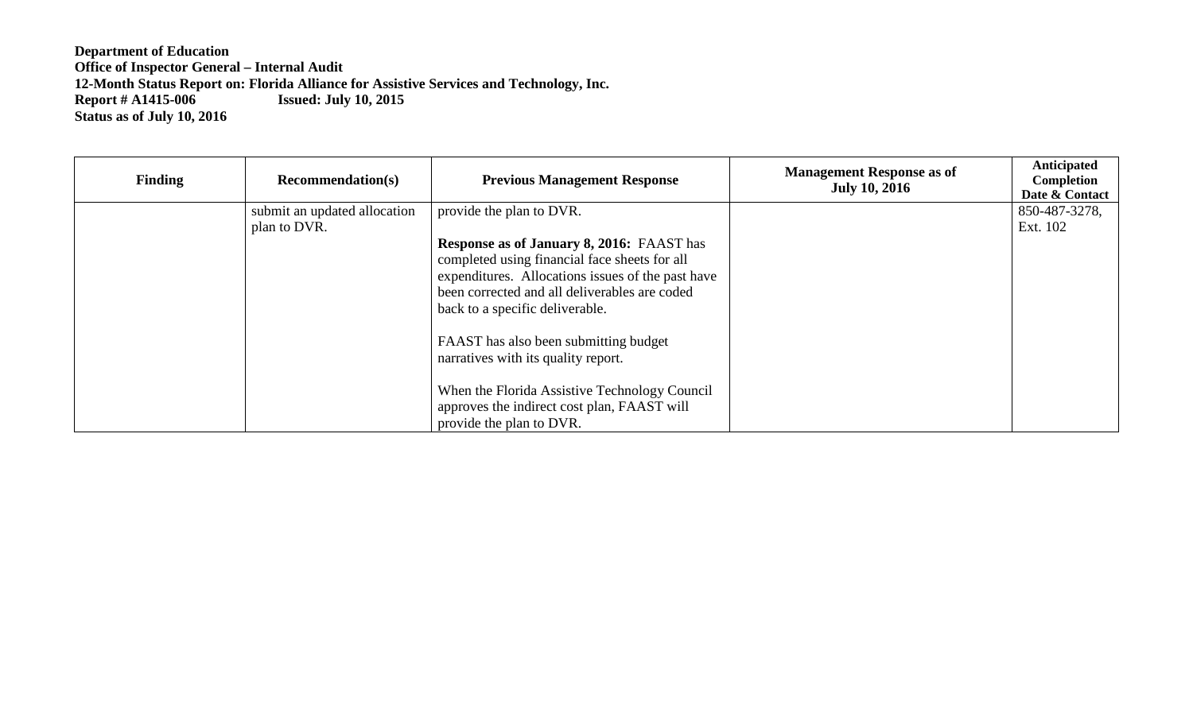**Department of Education**
**Office of Inspector General – Internal Audit**
**12-Month Status Report on: Florida Alliance for Assistive Services and Technology, Inc.**
**Report # A1415-006 Issued: July 10, 2015**
**Status as of July 10, 2016**

| Finding | Recommendation(s) | Previous Management Response | Management Response as of July 10, 2016 | Anticipated Completion Date & Contact |
|---|---|---|---|---|
| | submit an updated allocation plan to DVR. | provide the plan to DVR.<br><br>**Response as of January 8, 2016:** FAAST has completed using financial face sheets for all expenditures. Allocations issues of the past have been corrected and all deliverables are coded back to a specific deliverable.<br><br>FAAST has also been submitting budget narratives with its quality report.<br><br>When the Florida Assistive Technology Council approves the indirect cost plan, FAAST will provide the plan to DVR. | | 850-487-3278, Ext. 102 |